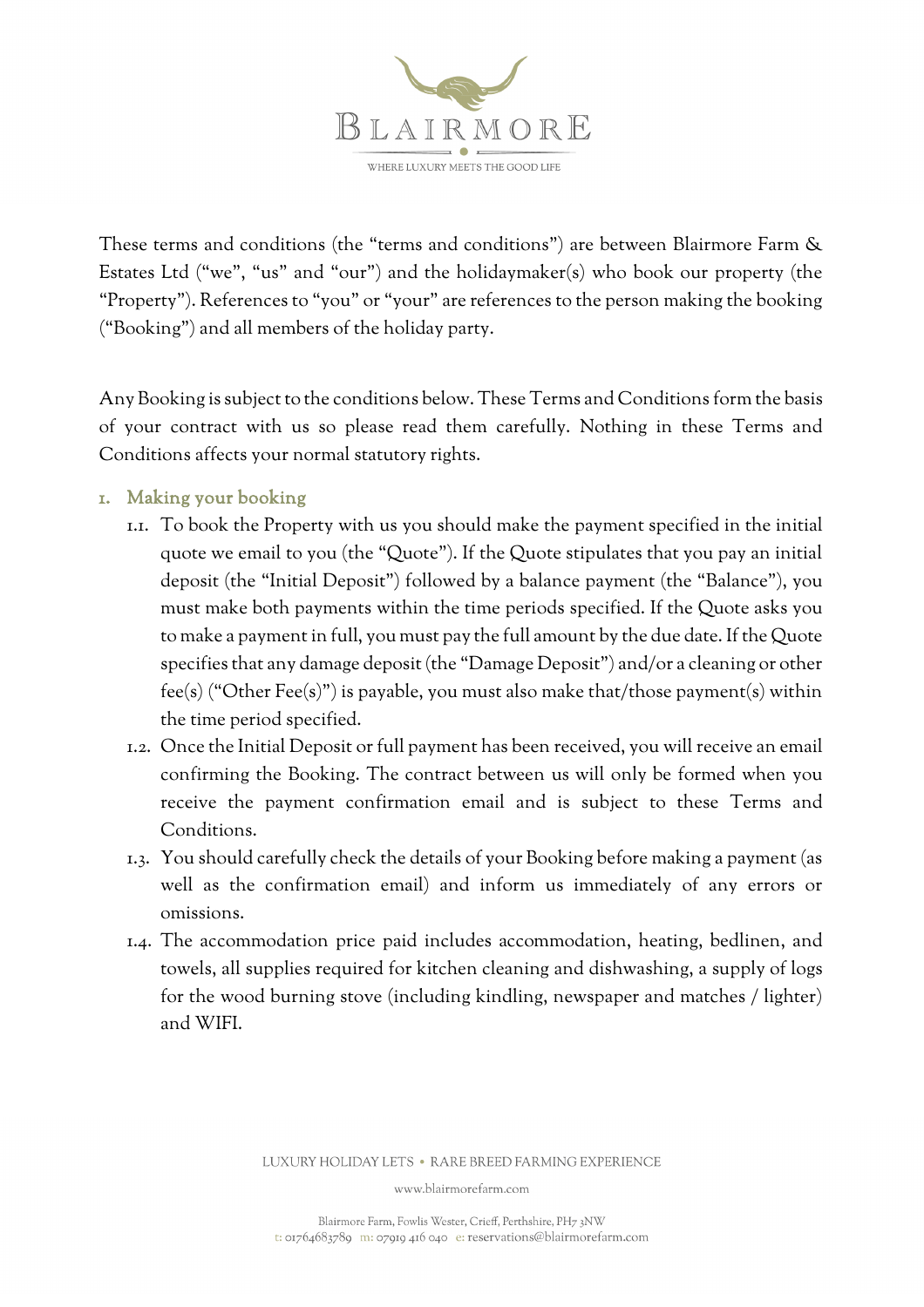These terms and conditions (the "terms and conditions") are between Blairmore Farm & Estates Ltd ("we", "us" and "our") and the holidaymaker(s) who book our property (the "Property"). References to "you" or "your" are references to the person making the booking ("Booking") and all members of the holiday party.

Any Booking is subject to the conditions below. These Terms and Conditions form the basis of your contract with us so please read them carefully. Nothing in these Terms and Conditions affects your normal statutory rights.

## 1. Making your booking

1.1. To book the Property with us you should make the payment specified in the initial quote we email to you (the "Quote"). If the Quote stipulates that you pay an initial deposit (the "Initial Deposit") followed by a balance payment (the "Balance"), you must make both payments within the time periods specified. If the Quote asks you to make a payment in full, you must pay the full amount by the due date. If the Quote specifies that any damage deposit (the "Damage Deposit") and/or a cleaning or other fee(s) ("Other Fee(s)") is payable, you must also make that/those payment(s) within the time period specified.

1.2. Once the Initial Deposit or full payment has been received, you will receive an email confirming the Booking. The contract between us will only be formed when you receive the payment confirmation email and is subject to these Terms and Conditions.

1.3. You should carefully check the details of your Booking before making a payment (as well as the confirmation email) and inform us immediately of any errors or omissions.

1.4. The accommodation price paid includes accommodation, heating, bedlinen, and towels, all supplies required for kitchen cleaning and dishwashing, a supply of logs for the wood burning stove (including kindling, newspaper and matches / lighter) and WIFI.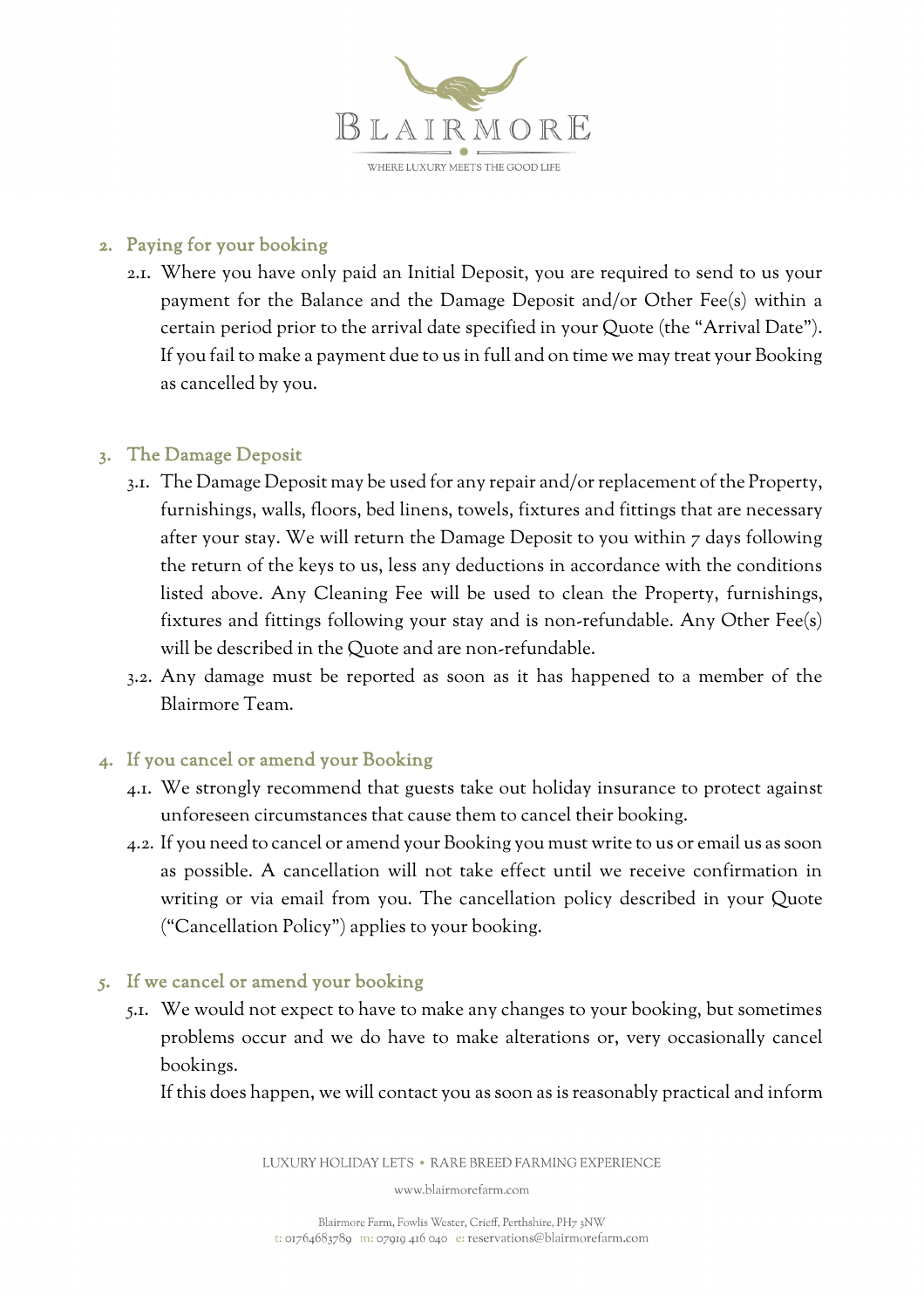## 2. Paying for your booking

2.1. Where you have only paid an Initial Deposit, you are required to send to us your payment for the Balance and the Damage Deposit and/or Other Fee(s) within a certain period prior to the arrival date specified in your Quote (the "Arrival Date"). If you fail to make a payment due to us in full and on time we may treat your Booking as cancelled by you.

## 3. The Damage Deposit

3.1. The Damage Deposit may be used for any repair and/or replacement of the Property, furnishings, walls, floors, bed linens, towels, fixtures and fittings that are necessary after your stay. We will return the Damage Deposit to you within 7 days following the return of the keys to us, less any deductions in accordance with the conditions listed above. Any Cleaning Fee will be used to clean the Property, furnishings, fixtures and fittings following your stay and is non-refundable. Any Other Fee(s) will be described in the Quote and are non-refundable.

3.2. Any damage must be reported as soon as it has happened to a member of the Blairmore Team.

## 4. If you cancel or amend your Booking

4.1. We strongly recommend that guests take out holiday insurance to protect against unforeseen circumstances that cause them to cancel their booking.

4.2. If you need to cancel or amend your Booking you must write to us or email us as soon as possible. A cancellation will not take effect until we receive confirmation in writing or via email from you. The cancellation policy described in your Quote ("Cancellation Policy") applies to your booking.

## 5. If we cancel or amend your booking

5.1. We would not expect to have to make any changes to your booking, but sometimes problems occur and we do have to make alterations or, very occasionally cancel bookings.

If this does happen, we will contact you as soon as is reasonably practical and inform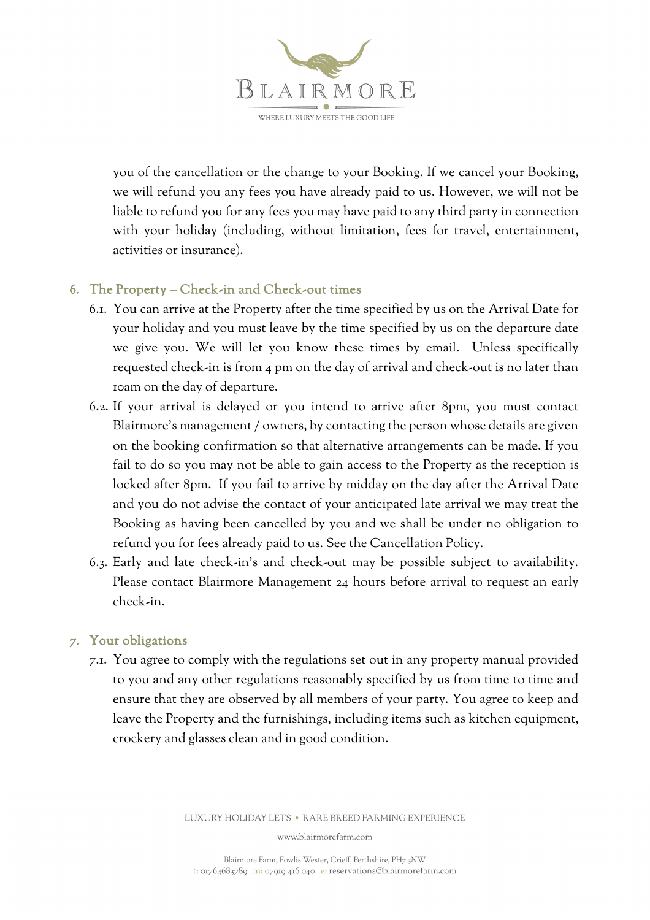you of the cancellation or the change to your Booking. If we cancel your Booking, we will refund you any fees you have already paid to us. However, we will not be liable to refund you for any fees you may have paid to any third party in connection with your holiday (including, without limitation, fees for travel, entertainment, activities or insurance).

## 6. The Property – Check-in and Check-out times

6.1. You can arrive at the Property after the time specified by us on the Arrival Date for your holiday and you must leave by the time specified by us on the departure date we give you. We will let you know these times by email. Unless specifically requested check-in is from 4 pm on the day of arrival and check-out is no later than 10am on the day of departure.

6.2. If your arrival is delayed or you intend to arrive after 8pm, you must contact Blairmore's management / owners, by contacting the person whose details are given on the booking confirmation so that alternative arrangements can be made. If you fail to do so you may not be able to gain access to the Property as the reception is locked after 8pm. If you fail to arrive by midday on the day after the Arrival Date and you do not advise the contact of your anticipated late arrival we may treat the Booking as having been cancelled by you and we shall be under no obligation to refund you for fees already paid to us. See the Cancellation Policy.

6.3. Early and late check-in's and check-out may be possible subject to availability. Please contact Blairmore Management 24 hours before arrival to request an early check-in.

## 7. Your obligations

7.1. You agree to comply with the regulations set out in any property manual provided to you and any other regulations reasonably specified by us from time to time and ensure that they are observed by all members of your party. You agree to keep and leave the Property and the furnishings, including items such as kitchen equipment, crockery and glasses clean and in good condition.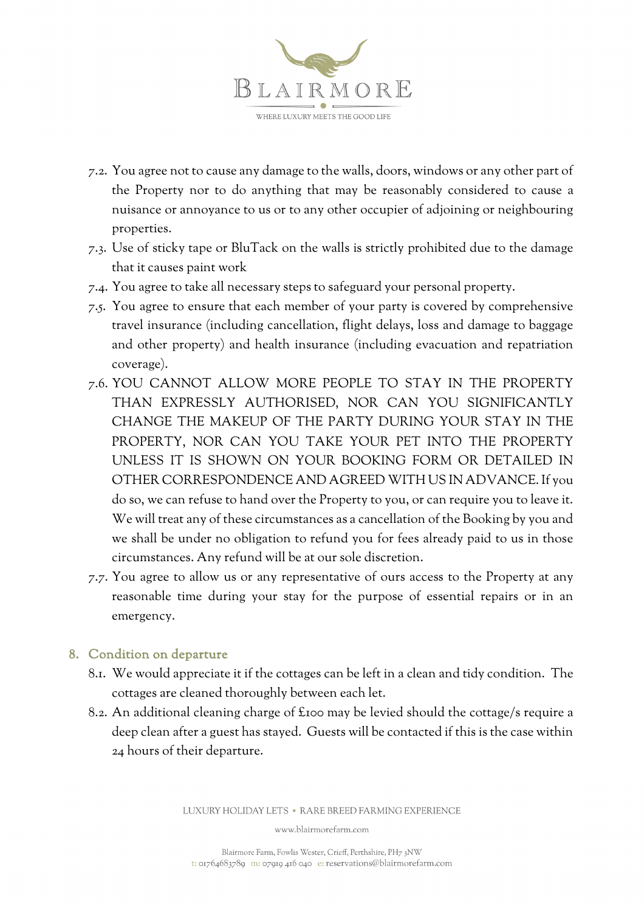7.2. You agree not to cause any damage to the walls, doors, windows or any other part of the Property nor to do anything that may be reasonably considered to cause a nuisance or annoyance to us or to any other occupier of adjoining or neighbouring properties.

7.3. Use of sticky tape or BluTack on the walls is strictly prohibited due to the damage that it causes paint work

7.4. You agree to take all necessary steps to safeguard your personal property.

7.5. You agree to ensure that each member of your party is covered by comprehensive travel insurance (including cancellation, flight delays, loss and damage to baggage and other property) and health insurance (including evacuation and repatriation coverage).

7.6. YOU CANNOT ALLOW MORE PEOPLE TO STAY IN THE PROPERTY THAN EXPRESSLY AUTHORISED, NOR CAN YOU SIGNIFICANTLY CHANGE THE MAKEUP OF THE PARTY DURING YOUR STAY IN THE PROPERTY, NOR CAN YOU TAKE YOUR PET INTO THE PROPERTY UNLESS IT IS SHOWN ON YOUR BOOKING FORM OR DETAILED IN OTHER CORRESPONDENCE AND AGREED WITH US IN ADVANCE. If you do so, we can refuse to hand over the Property to you, or can require you to leave it. We will treat any of these circumstances as a cancellation of the Booking by you and we shall be under no obligation to refund you for fees already paid to us in those circumstances. Any refund will be at our sole discretion.

7.7. You agree to allow us or any representative of ours access to the Property at any reasonable time during your stay for the purpose of essential repairs or in an emergency.

## 8. Condition on departure

8.1. We would appreciate it if the cottages can be left in a clean and tidy condition. The cottages are cleaned thoroughly between each let.

8.2. An additional cleaning charge of £100 may be levied should the cottage/s require a deep clean after a guest has stayed. Guests will be contacted if this is the case within 24 hours of their departure.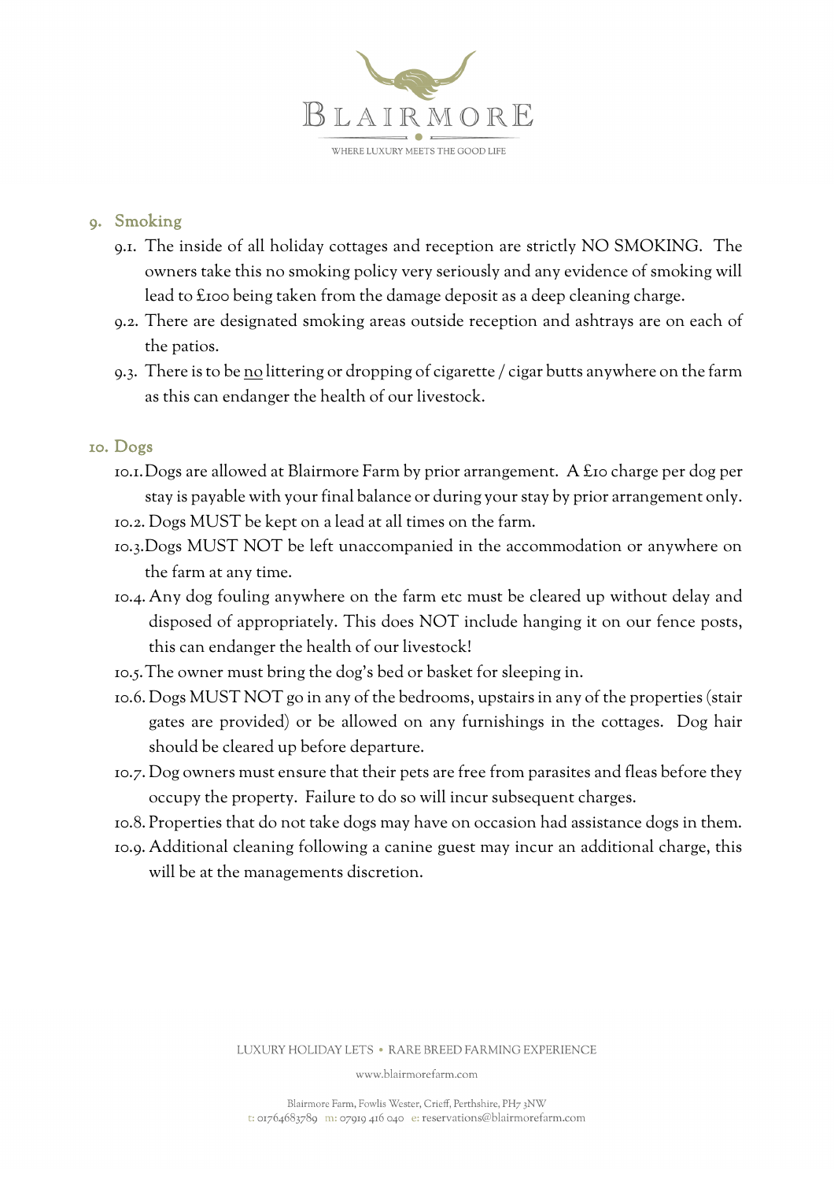## 9. Smoking

9.1. The inside of all holiday cottages and reception are strictly NO SMOKING. The owners take this no smoking policy very seriously and any evidence of smoking will lead to £100 being taken from the damage deposit as a deep cleaning charge.

9.2. There are designated smoking areas outside reception and ashtrays are on each of the patios.

9.3. There is to be no littering or dropping of cigarette / cigar butts anywhere on the farm as this can endanger the health of our livestock.

## 10. Dogs

10.1. Dogs are allowed at Blairmore Farm by prior arrangement. A £10 charge per dog per stay is payable with your final balance or during your stay by prior arrangement only.

10.2. Dogs MUST be kept on a lead at all times on the farm.

10.3. Dogs MUST NOT be left unaccompanied in the accommodation or anywhere on the farm at any time.

10.4. Any dog fouling anywhere on the farm etc must be cleared up without delay and disposed of appropriately. This does NOT include hanging it on our fence posts, this can endanger the health of our livestock!

10.5. The owner must bring the dog's bed or basket for sleeping in.

10.6. Dogs MUST NOT go in any of the bedrooms, upstairs in any of the properties (stair gates are provided) or be allowed on any furnishings in the cottages. Dog hair should be cleared up before departure.

10.7. Dog owners must ensure that their pets are free from parasites and fleas before they occupy the property. Failure to do so will incur subsequent charges.

10.8. Properties that do not take dogs may have on occasion had assistance dogs in them.

10.9. Additional cleaning following a canine guest may incur an additional charge, this will be at the managements discretion.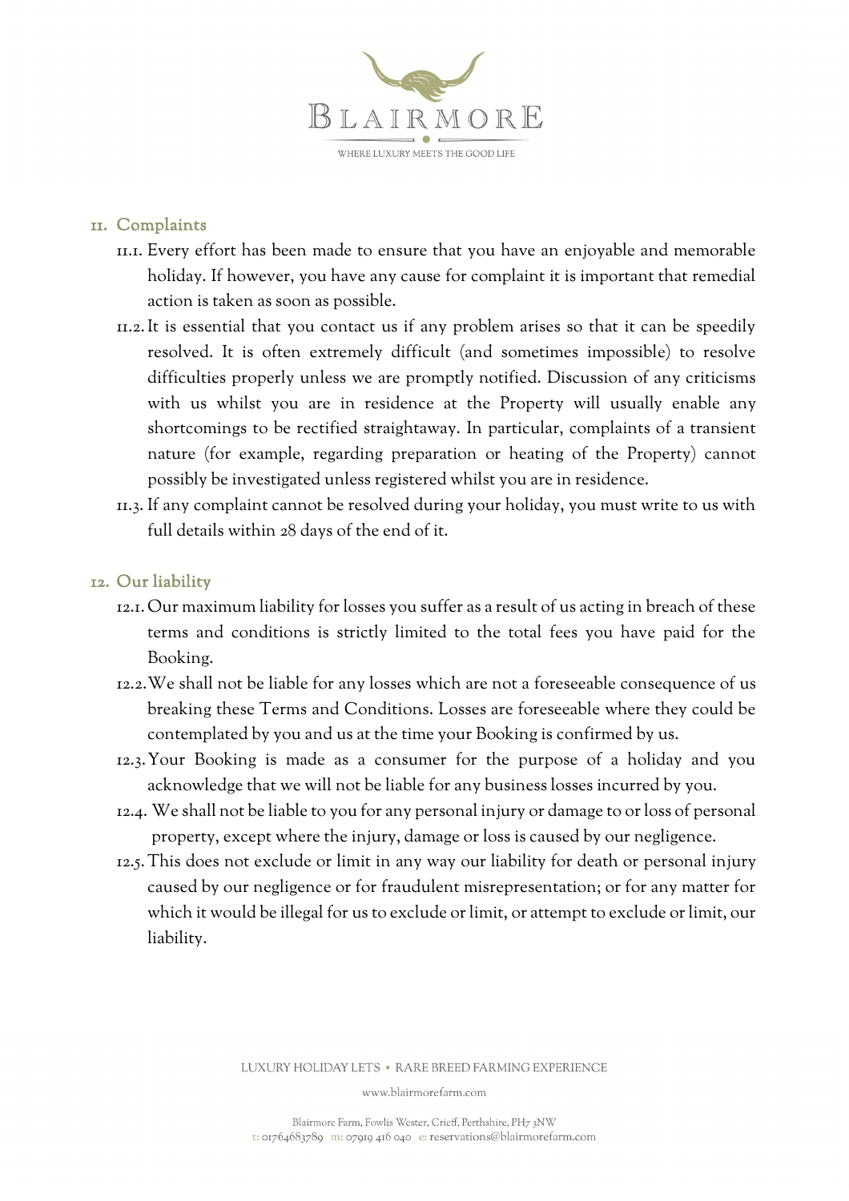## 11. Complaints

11.1. Every effort has been made to ensure that you have an enjoyable and memorable holiday. If however, you have any cause for complaint it is important that remedial action is taken as soon as possible.

11.2. It is essential that you contact us if any problem arises so that it can be speedily resolved. It is often extremely difficult (and sometimes impossible) to resolve difficulties properly unless we are promptly notified. Discussion of any criticisms with us whilst you are in residence at the Property will usually enable any shortcomings to be rectified straightaway. In particular, complaints of a transient nature (for example, regarding preparation or heating of the Property) cannot possibly be investigated unless registered whilst you are in residence.

11.3. If any complaint cannot be resolved during your holiday, you must write to us with full details within 28 days of the end of it.

## 12. Our liability

12.1. Our maximum liability for losses you suffer as a result of us acting in breach of these terms and conditions is strictly limited to the total fees you have paid for the Booking.

12.2. We shall not be liable for any losses which are not a foreseeable consequence of us breaking these Terms and Conditions. Losses are foreseeable where they could be contemplated by you and us at the time your Booking is confirmed by us.

12.3. Your Booking is made as a consumer for the purpose of a holiday and you acknowledge that we will not be liable for any business losses incurred by you.

12.4. We shall not be liable to you for any personal injury or damage to or loss of personal property, except where the injury, damage or loss is caused by our negligence.

12.5. This does not exclude or limit in any way our liability for death or personal injury caused by our negligence or for fraudulent misrepresentation; or for any matter for which it would be illegal for us to exclude or limit, or attempt to exclude or limit, our liability.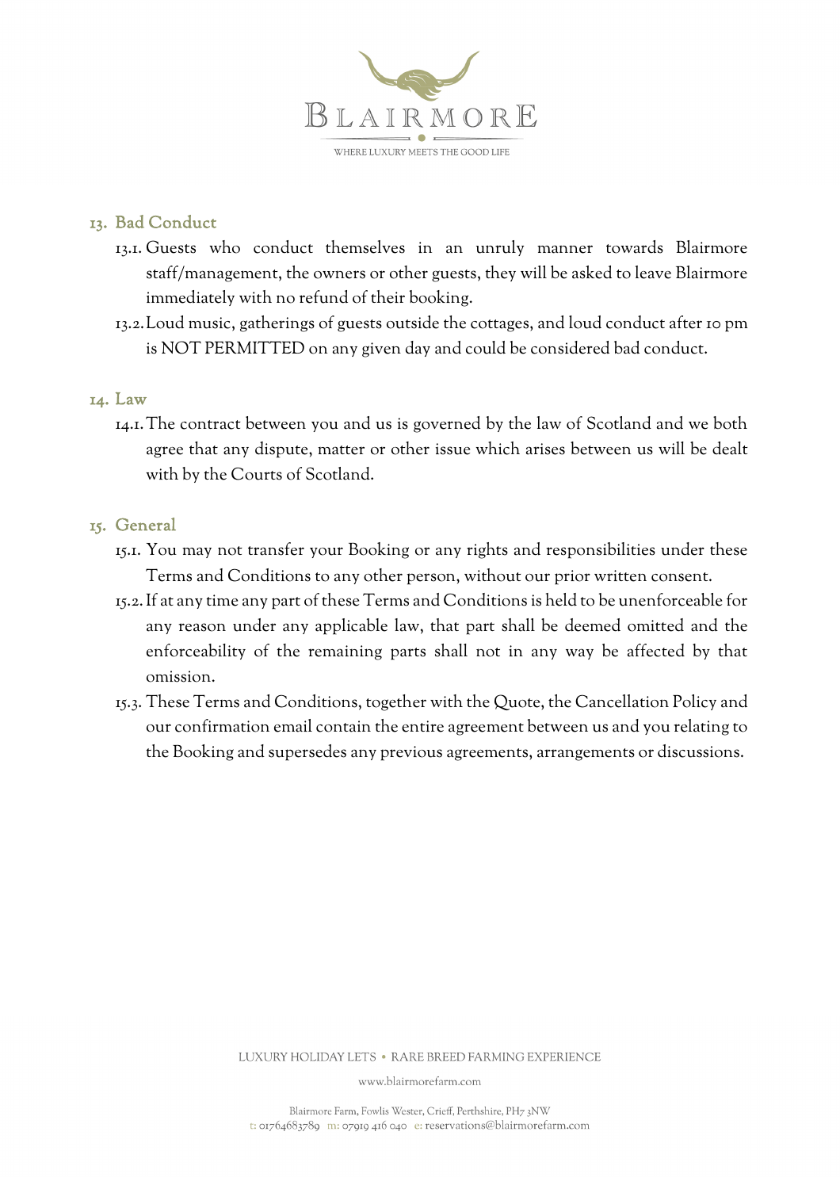## 13. Bad Conduct

13.1. Guests who conduct themselves in an unruly manner towards Blairmore staff/management, the owners or other guests, they will be asked to leave Blairmore immediately with no refund of their booking.

13.2. Loud music, gatherings of guests outside the cottages, and loud conduct after 10 pm is NOT PERMITTED on any given day and could be considered bad conduct.

## 14. Law

14.1. The contract between you and us is governed by the law of Scotland and we both agree that any dispute, matter or other issue which arises between us will be dealt with by the Courts of Scotland.

## 15. General

15.1. You may not transfer your Booking or any rights and responsibilities under these Terms and Conditions to any other person, without our prior written consent.

15.2. If at any time any part of these Terms and Conditions is held to be unenforceable for any reason under any applicable law, that part shall be deemed omitted and the enforceability of the remaining parts shall not in any way be affected by that omission.

15.3. These Terms and Conditions, together with the Quote, the Cancellation Policy and our confirmation email contain the entire agreement between us and you relating to the Booking and supersedes any previous agreements, arrangements or discussions.